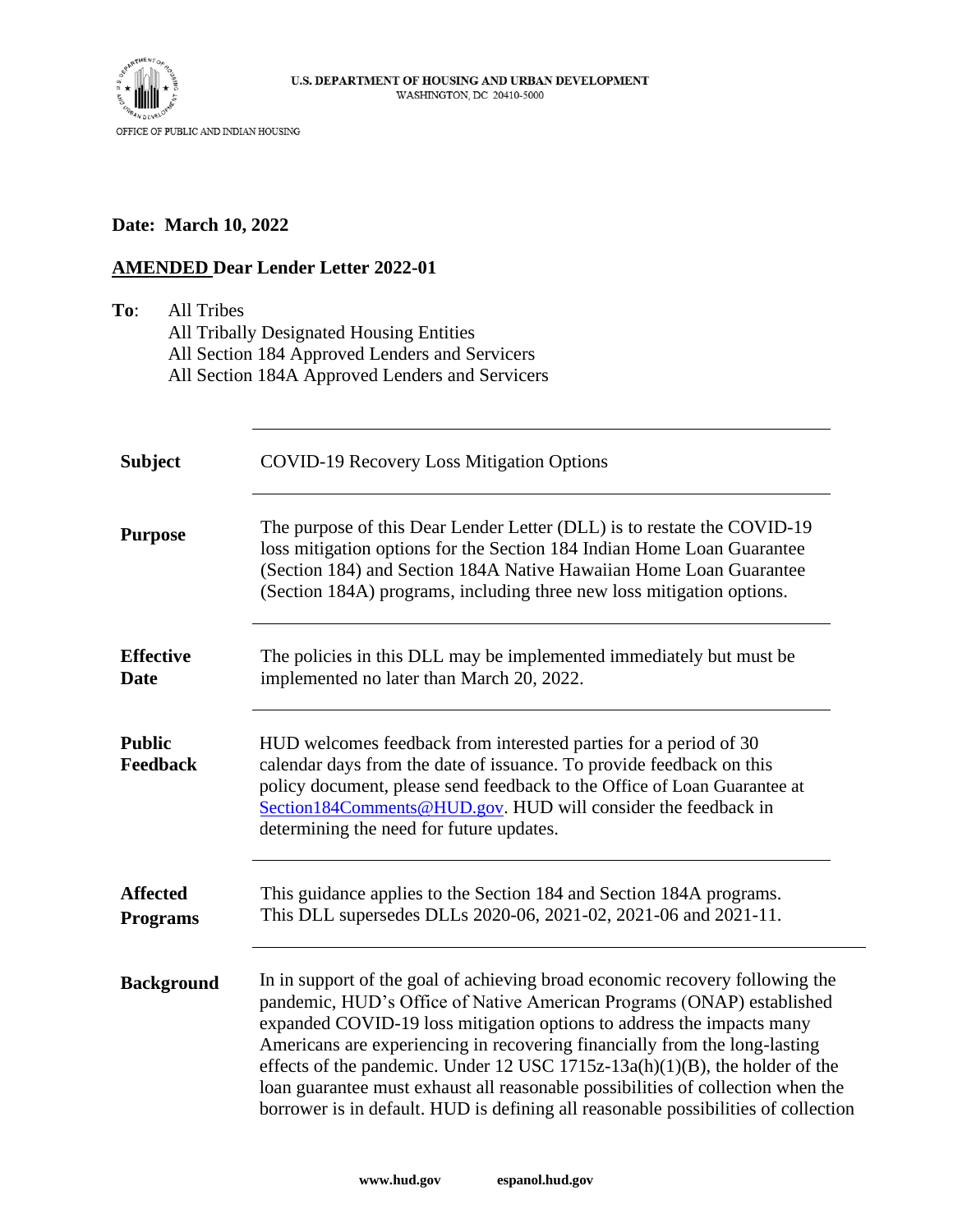U.S. DEPARTMENT OF HOUSING AND URBAN DEVELOPMENT
WASHINGTON, DC 20410-5000

OFFICE OF PUBLIC AND INDIAN HOUSING

**Date: March 10, 2022**

**AMENDED Dear Lender Letter 2022-01**

**To**: All Tribes
All Tribally Designated Housing Entities
All Section 184 Approved Lenders and Servicers
All Section 184A Approved Lenders and Servicers

| | |
|---|---|
| **Subject** | COVID-19 Recovery Loss Mitigation Options |
| **Purpose** | The purpose of this Dear Lender Letter (DLL) is to restate the COVID-19 loss mitigation options for the Section 184 Indian Home Loan Guarantee (Section 184) and Section 184A Native Hawaiian Home Loan Guarantee (Section 184A) programs, including three new loss mitigation options. |
| **Effective Date** | The policies in this DLL may be implemented immediately but must be implemented no later than March 20, 2022. |
| **Public Feedback** | HUD welcomes feedback from interested parties for a period of 30 calendar days from the date of issuance. To provide feedback on this policy document, please send feedback to the Office of Loan Guarantee at Section184Comments@HUD.gov. HUD will consider the feedback in determining the need for future updates. |
| **Affected Programs** | This guidance applies to the Section 184 and Section 184A programs. This DLL supersedes DLLs 2020-06, 2021-02, 2021-06 and 2021-11. |
| **Background** | In in support of the goal of achieving broad economic recovery following the pandemic, HUD's Office of Native American Programs (ONAP) established expanded COVID-19 loss mitigation options to address the impacts many Americans are experiencing in recovering financially from the long-lasting effects of the pandemic. Under 12 USC 1715z-13a(h)(1)(B), the holder of the loan guarantee must exhaust all reasonable possibilities of collection when the borrower is in default. HUD is defining all reasonable possibilities of collection |

www.hud.gov espanol.hud.gov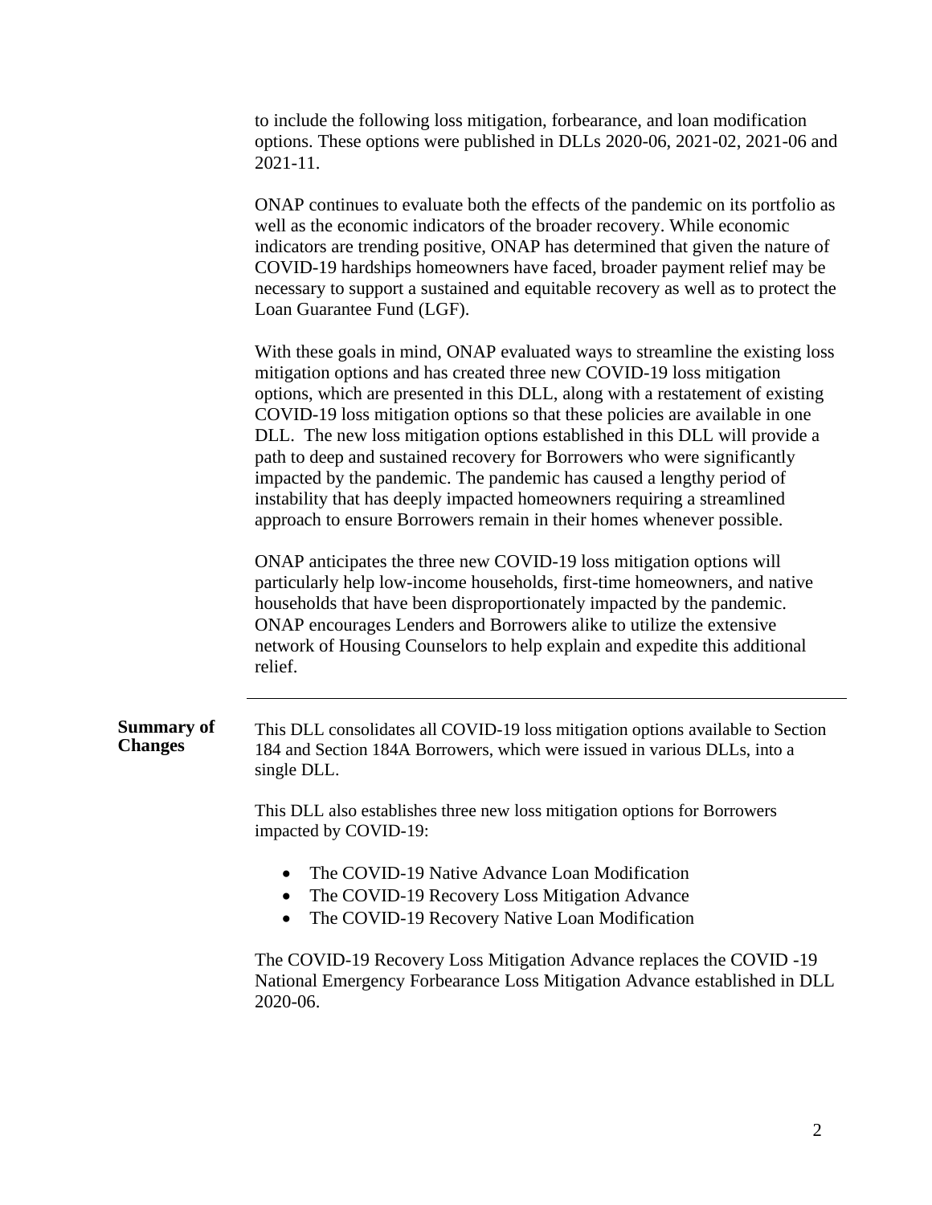to include the following loss mitigation, forbearance, and loan modification options. These options were published in DLLs 2020-06, 2021-02, 2021-06 and 2021-11.

ONAP continues to evaluate both the effects of the pandemic on its portfolio as well as the economic indicators of the broader recovery. While economic indicators are trending positive, ONAP has determined that given the nature of COVID-19 hardships homeowners have faced, broader payment relief may be necessary to support a sustained and equitable recovery as well as to protect the Loan Guarantee Fund (LGF).

With these goals in mind, ONAP evaluated ways to streamline the existing loss mitigation options and has created three new COVID-19 loss mitigation options, which are presented in this DLL, along with a restatement of existing COVID-19 loss mitigation options so that these policies are available in one DLL. The new loss mitigation options established in this DLL will provide a path to deep and sustained recovery for Borrowers who were significantly impacted by the pandemic. The pandemic has caused a lengthy period of instability that has deeply impacted homeowners requiring a streamlined approach to ensure Borrowers remain in their homes whenever possible.

ONAP anticipates the three new COVID-19 loss mitigation options will particularly help low-income households, first-time homeowners, and native households that have been disproportionately impacted by the pandemic. ONAP encourages Lenders and Borrowers alike to utilize the extensive network of Housing Counselors to help explain and expedite this additional relief.

---

**Summary of Changes**

This DLL consolidates all COVID-19 loss mitigation options available to Section 184 and Section 184A Borrowers, which were issued in various DLLs, into a single DLL.

This DLL also establishes three new loss mitigation options for Borrowers impacted by COVID-19:

- The COVID-19 Native Advance Loan Modification
- The COVID-19 Recovery Loss Mitigation Advance
- The COVID-19 Recovery Native Loan Modification

The COVID-19 Recovery Loss Mitigation Advance replaces the COVID -19 National Emergency Forbearance Loss Mitigation Advance established in DLL 2020-06.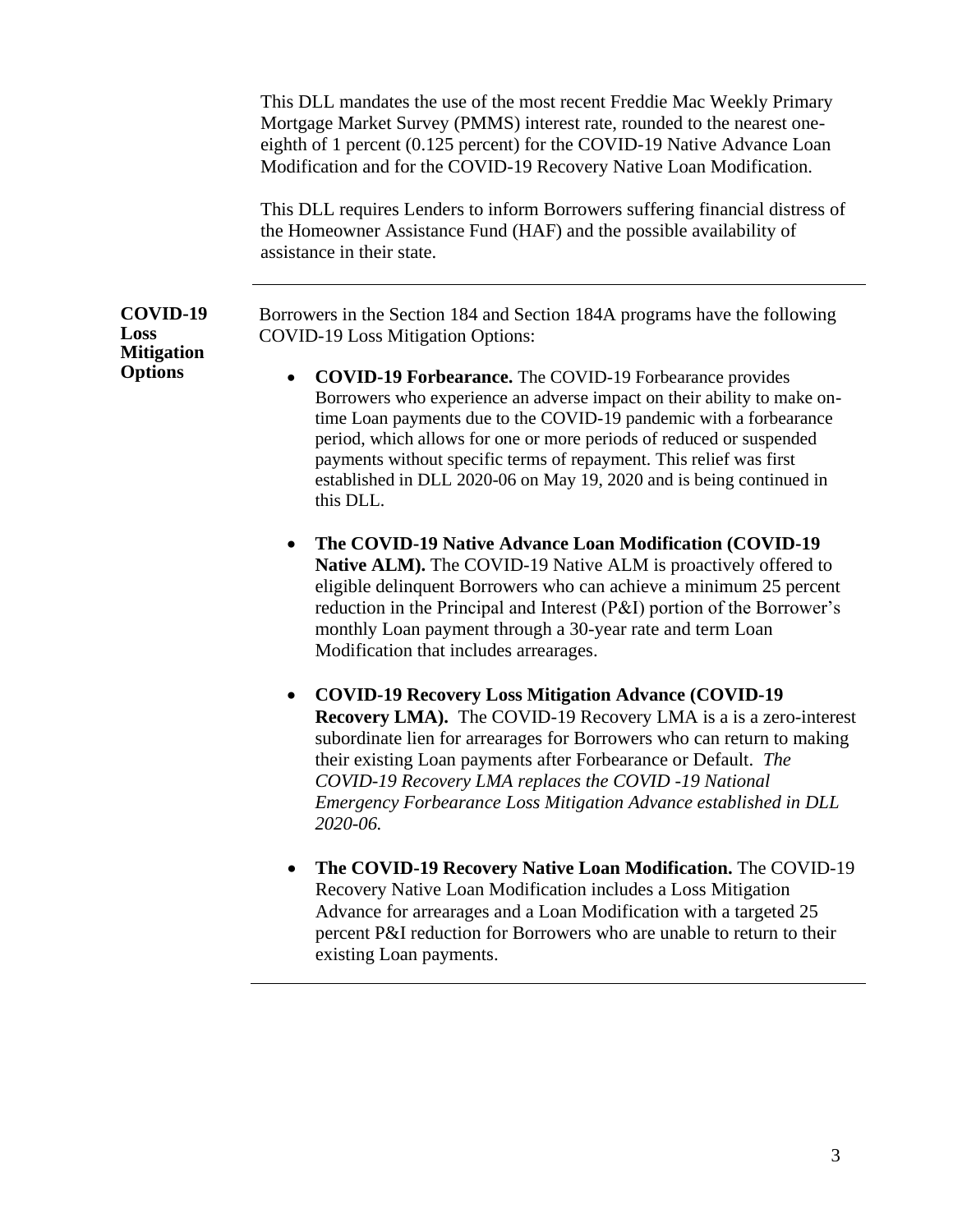This DLL mandates the use of the most recent Freddie Mac Weekly Primary Mortgage Market Survey (PMMS) interest rate, rounded to the nearest one-eighth of 1 percent (0.125 percent) for the COVID-19 Native Advance Loan Modification and for the COVID-19 Recovery Native Loan Modification.

This DLL requires Lenders to inform Borrowers suffering financial distress of the Homeowner Assistance Fund (HAF) and the possible availability of assistance in their state.

---

**COVID-19 Loss Mitigation Options**

Borrowers in the Section 184 and Section 184A programs have the following COVID-19 Loss Mitigation Options:

- **COVID-19 Forbearance.** The COVID-19 Forbearance provides Borrowers who experience an adverse impact on their ability to make on-time Loan payments due to the COVID-19 pandemic with a forbearance period, which allows for one or more periods of reduced or suspended payments without specific terms of repayment. This relief was first established in DLL 2020-06 on May 19, 2020 and is being continued in this DLL.

- **The COVID-19 Native Advance Loan Modification (COVID-19 Native ALM).** The COVID-19 Native ALM is proactively offered to eligible delinquent Borrowers who can achieve a minimum 25 percent reduction in the Principal and Interest (P&I) portion of the Borrower's monthly Loan payment through a 30-year rate and term Loan Modification that includes arrearages.

- **COVID-19 Recovery Loss Mitigation Advance (COVID-19 Recovery LMA).** The COVID-19 Recovery LMA is a is a zero-interest subordinate lien for arrearages for Borrowers who can return to making their existing Loan payments after Forbearance or Default. *The COVID-19 Recovery LMA replaces the COVID -19 National Emergency Forbearance Loss Mitigation Advance established in DLL 2020-06.*

- **The COVID-19 Recovery Native Loan Modification.** The COVID-19 Recovery Native Loan Modification includes a Loss Mitigation Advance for arrearages and a Loan Modification with a targeted 25 percent P&I reduction for Borrowers who are unable to return to their existing Loan payments.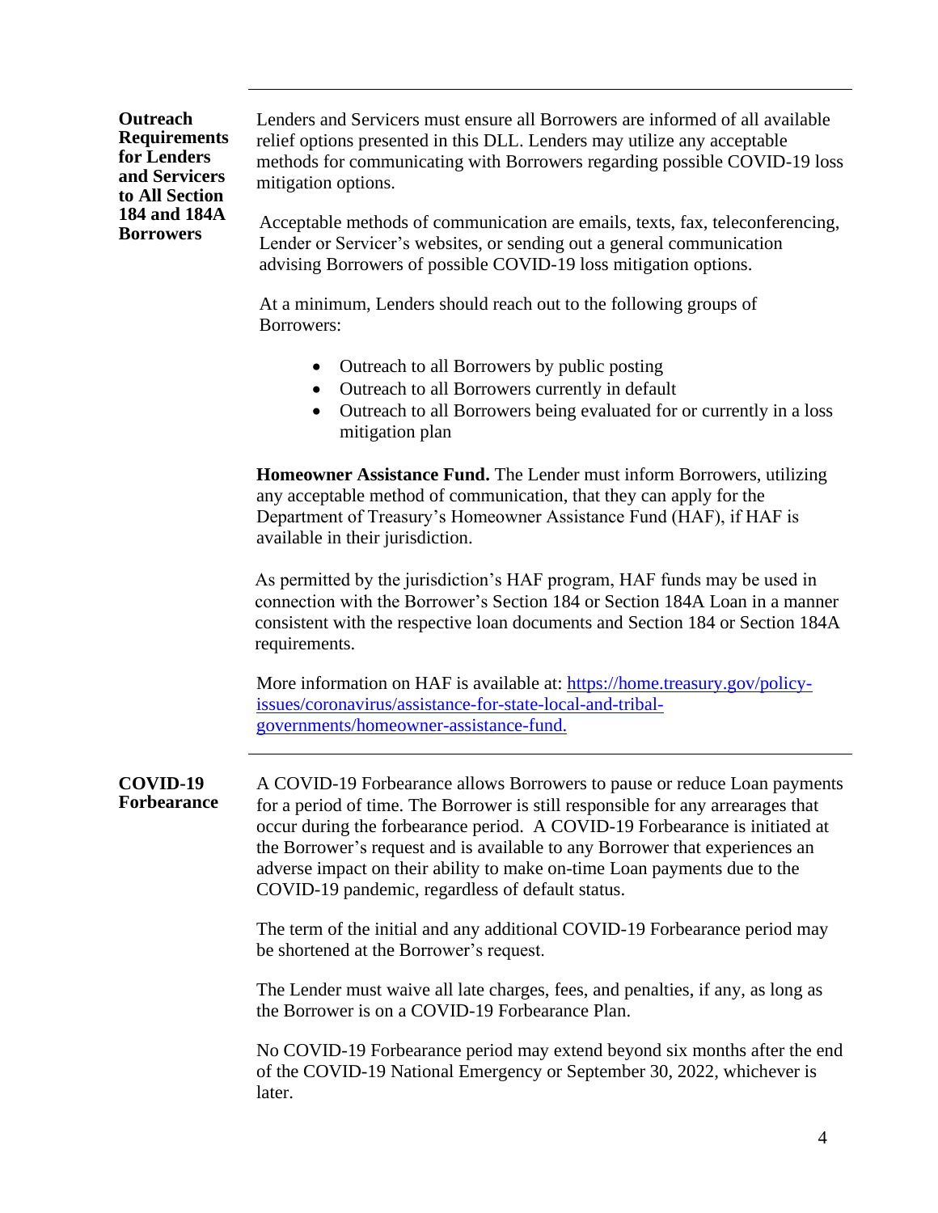## Outreach Requirements for Lenders and Servicers to All Section 184 and 184A Borrowers

Lenders and Servicers must ensure all Borrowers are informed of all available relief options presented in this DLL. Lenders may utilize any acceptable methods for communicating with Borrowers regarding possible COVID-19 loss mitigation options.

Acceptable methods of communication are emails, texts, fax, teleconferencing, Lender or Servicer's websites, or sending out a general communication advising Borrowers of possible COVID-19 loss mitigation options.

At a minimum, Lenders should reach out to the following groups of Borrowers:

- Outreach to all Borrowers by public posting
- Outreach to all Borrowers currently in default
- Outreach to all Borrowers being evaluated for or currently in a loss mitigation plan

**Homeowner Assistance Fund.** The Lender must inform Borrowers, utilizing any acceptable method of communication, that they can apply for the Department of Treasury's Homeowner Assistance Fund (HAF), if HAF is available in their jurisdiction.

As permitted by the jurisdiction's HAF program, HAF funds may be used in connection with the Borrower's Section 184 or Section 184A Loan in a manner consistent with the respective loan documents and Section 184 or Section 184A requirements.

More information on HAF is available at: [https://home.treasury.gov/policy-issues/coronavirus/assistance-for-state-local-and-tribal-governments/homeowner-assistance-fund.](https://home.treasury.gov/policy-issues/coronavirus/assistance-for-state-local-and-tribal-governments/homeowner-assistance-fund)

## COVID-19 Forbearance

A COVID-19 Forbearance allows Borrowers to pause or reduce Loan payments for a period of time. The Borrower is still responsible for any arrearages that occur during the forbearance period. A COVID-19 Forbearance is initiated at the Borrower's request and is available to any Borrower that experiences an adverse impact on their ability to make on-time Loan payments due to the COVID-19 pandemic, regardless of default status.

The term of the initial and any additional COVID-19 Forbearance period may be shortened at the Borrower's request.

The Lender must waive all late charges, fees, and penalties, if any, as long as the Borrower is on a COVID-19 Forbearance Plan.

No COVID-19 Forbearance period may extend beyond six months after the end of the COVID-19 National Emergency or September 30, 2022, whichever is later.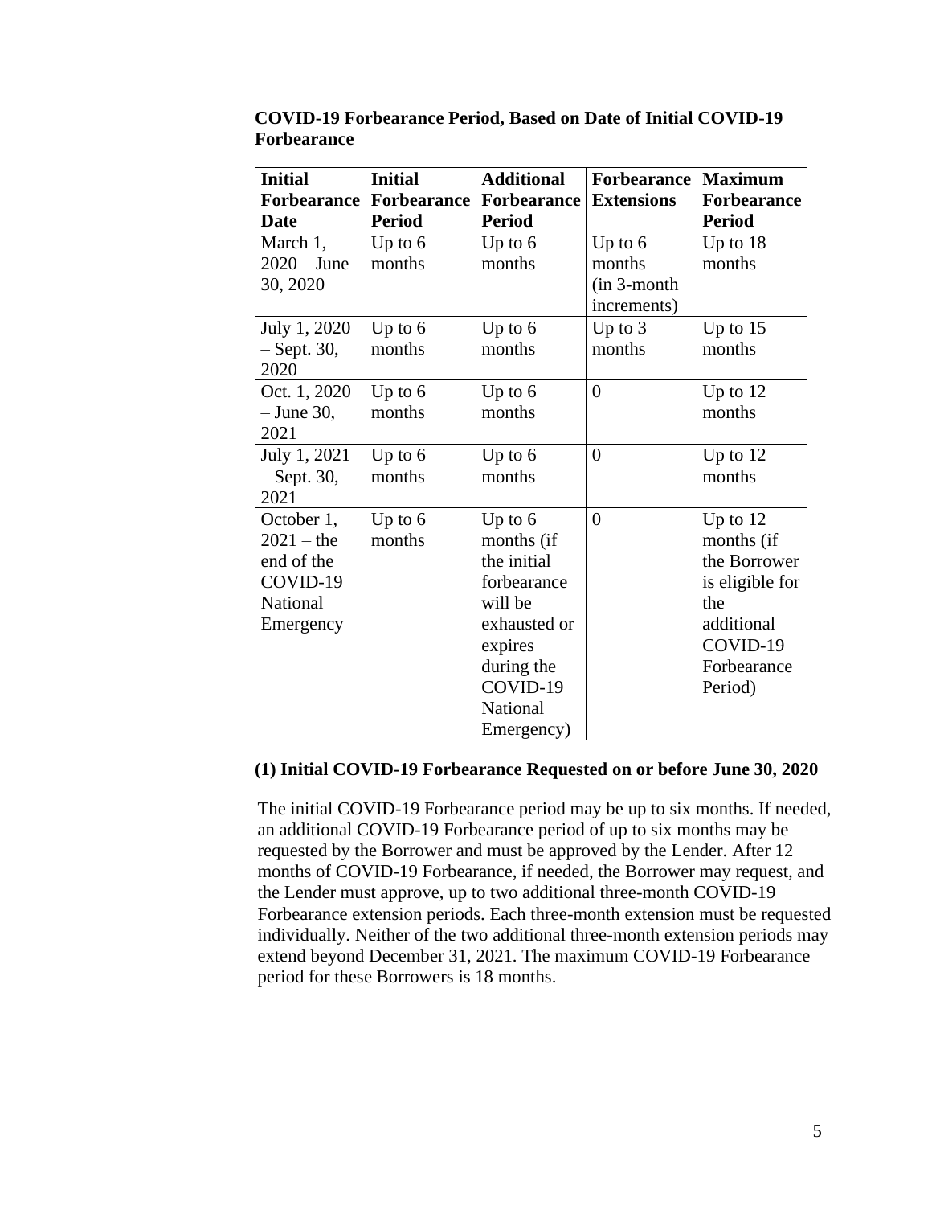**COVID-19 Forbearance Period, Based on Date of Initial COVID-19 Forbearance**

| Initial Forbearance Date | Initial Forbearance Period | Additional Forbearance Period | Forbearance Extensions | Maximum Forbearance Period |
|---|---|---|---|---|
| March 1, 2020 – June 30, 2020 | Up to 6 months | Up to 6 months | Up to 6 months (in 3-month increments) | Up to 18 months |
| July 1, 2020 – Sept. 30, 2020 | Up to 6 months | Up to 6 months | Up to 3 months | Up to 15 months |
| Oct. 1, 2020 – June 30, 2021 | Up to 6 months | Up to 6 months | 0 | Up to 12 months |
| July 1, 2021 – Sept. 30, 2021 | Up to 6 months | Up to 6 months | 0 | Up to 12 months |
| October 1, 2021 – the end of the COVID-19 National Emergency | Up to 6 months | Up to 6 months (if the initial forbearance will be exhausted or expires during the COVID-19 National Emergency) | 0 | Up to 12 months (if the Borrower is eligible for the additional COVID-19 Forbearance Period) |

**(1) Initial COVID-19 Forbearance Requested on or before June 30, 2020**

The initial COVID-19 Forbearance period may be up to six months. If needed, an additional COVID-19 Forbearance period of up to six months may be requested by the Borrower and must be approved by the Lender. After 12 months of COVID-19 Forbearance, if needed, the Borrower may request, and the Lender must approve, up to two additional three-month COVID-19 Forbearance extension periods. Each three-month extension must be requested individually. Neither of the two additional three-month extension periods may extend beyond December 31, 2021. The maximum COVID-19 Forbearance period for these Borrowers is 18 months.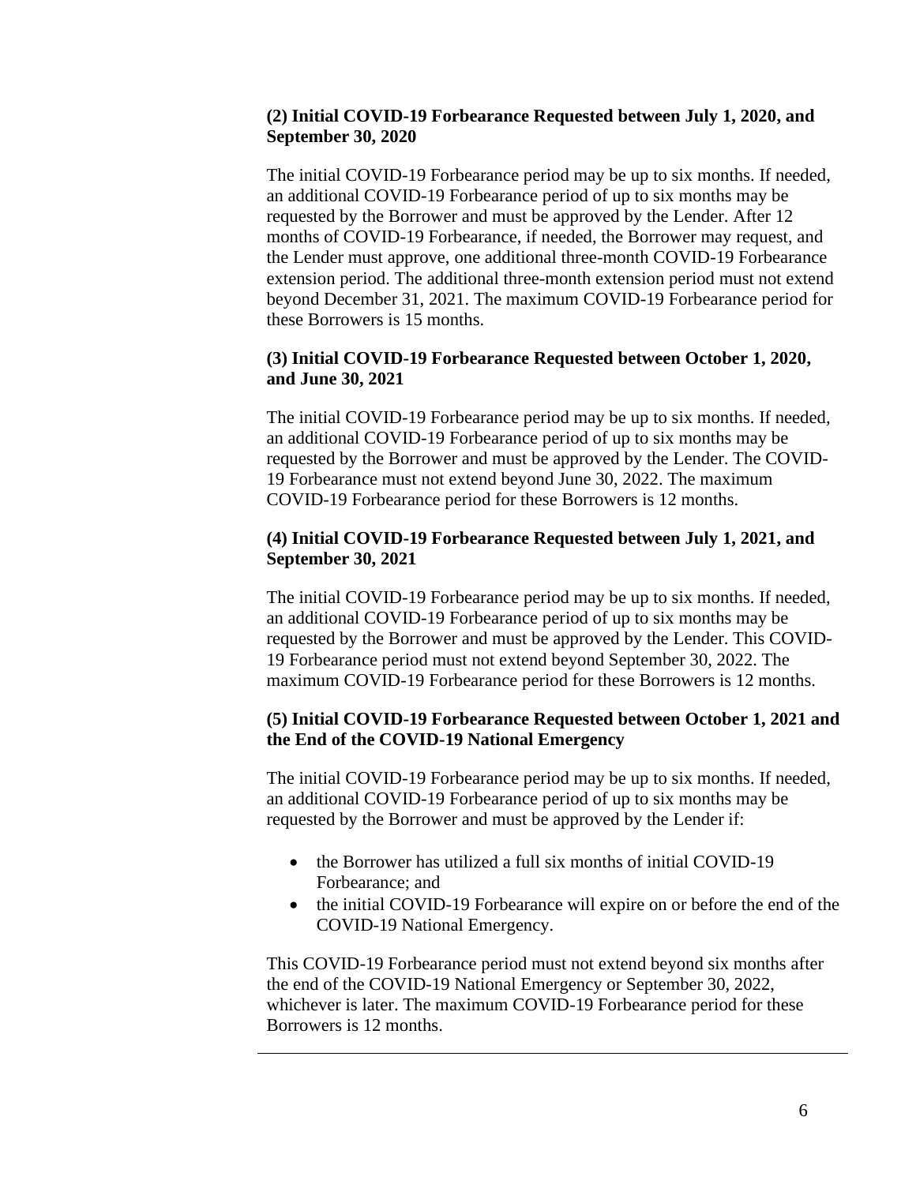**(2) Initial COVID-19 Forbearance Requested between July 1, 2020, and September 30, 2020**

The initial COVID-19 Forbearance period may be up to six months. If needed, an additional COVID-19 Forbearance period of up to six months may be requested by the Borrower and must be approved by the Lender. After 12 months of COVID-19 Forbearance, if needed, the Borrower may request, and the Lender must approve, one additional three-month COVID-19 Forbearance extension period. The additional three-month extension period must not extend beyond December 31, 2021. The maximum COVID-19 Forbearance period for these Borrowers is 15 months.

**(3) Initial COVID-19 Forbearance Requested between October 1, 2020, and June 30, 2021**

The initial COVID-19 Forbearance period may be up to six months. If needed, an additional COVID-19 Forbearance period of up to six months may be requested by the Borrower and must be approved by the Lender. The COVID-19 Forbearance must not extend beyond June 30, 2022. The maximum COVID-19 Forbearance period for these Borrowers is 12 months.

**(4) Initial COVID-19 Forbearance Requested between July 1, 2021, and September 30, 2021**

The initial COVID-19 Forbearance period may be up to six months. If needed, an additional COVID-19 Forbearance period of up to six months may be requested by the Borrower and must be approved by the Lender. This COVID-19 Forbearance period must not extend beyond September 30, 2022. The maximum COVID-19 Forbearance period for these Borrowers is 12 months.

**(5) Initial COVID-19 Forbearance Requested between October 1, 2021 and the End of the COVID-19 National Emergency**

The initial COVID-19 Forbearance period may be up to six months. If needed, an additional COVID-19 Forbearance period of up to six months may be requested by the Borrower and must be approved by the Lender if:

- the Borrower has utilized a full six months of initial COVID-19 Forbearance; and
- the initial COVID-19 Forbearance will expire on or before the end of the COVID-19 National Emergency.

This COVID-19 Forbearance period must not extend beyond six months after the end of the COVID-19 National Emergency or September 30, 2022, whichever is later. The maximum COVID-19 Forbearance period for these Borrowers is 12 months.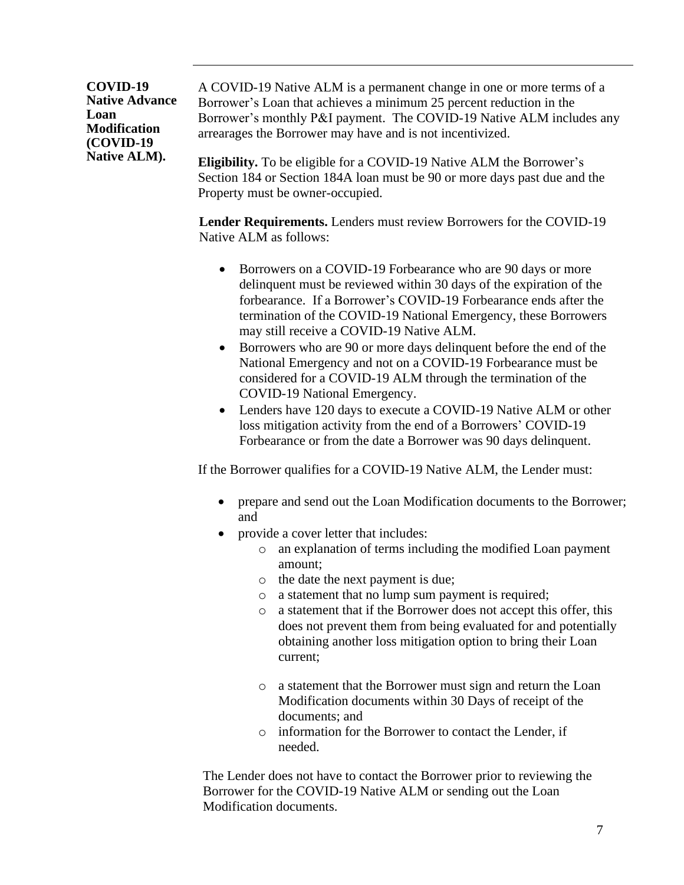**COVID-19 Native Advance Loan Modification (COVID-19 Native ALM).**

A COVID-19 Native ALM is a permanent change in one or more terms of a Borrower's Loan that achieves a minimum 25 percent reduction in the Borrower's monthly P&I payment. The COVID-19 Native ALM includes any arrearages the Borrower may have and is not incentivized.

**Eligibility.** To be eligible for a COVID-19 Native ALM the Borrower's Section 184 or Section 184A loan must be 90 or more days past due and the Property must be owner-occupied.

**Lender Requirements.** Lenders must review Borrowers for the COVID-19 Native ALM as follows:

- Borrowers on a COVID-19 Forbearance who are 90 days or more delinquent must be reviewed within 30 days of the expiration of the forbearance. If a Borrower's COVID-19 Forbearance ends after the termination of the COVID-19 National Emergency, these Borrowers may still receive a COVID-19 Native ALM.
- Borrowers who are 90 or more days delinquent before the end of the National Emergency and not on a COVID-19 Forbearance must be considered for a COVID-19 ALM through the termination of the COVID-19 National Emergency.
- Lenders have 120 days to execute a COVID-19 Native ALM or other loss mitigation activity from the end of a Borrowers' COVID-19 Forbearance or from the date a Borrower was 90 days delinquent.

If the Borrower qualifies for a COVID-19 Native ALM, the Lender must:

- prepare and send out the Loan Modification documents to the Borrower; and
- provide a cover letter that includes:
  - an explanation of terms including the modified Loan payment amount;
  - the date the next payment is due;
  - a statement that no lump sum payment is required;
  - a statement that if the Borrower does not accept this offer, this does not prevent them from being evaluated for and potentially obtaining another loss mitigation option to bring their Loan current;
  - a statement that the Borrower must sign and return the Loan Modification documents within 30 Days of receipt of the documents; and
  - information for the Borrower to contact the Lender, if needed.

The Lender does not have to contact the Borrower prior to reviewing the Borrower for the COVID-19 Native ALM or sending out the Loan Modification documents.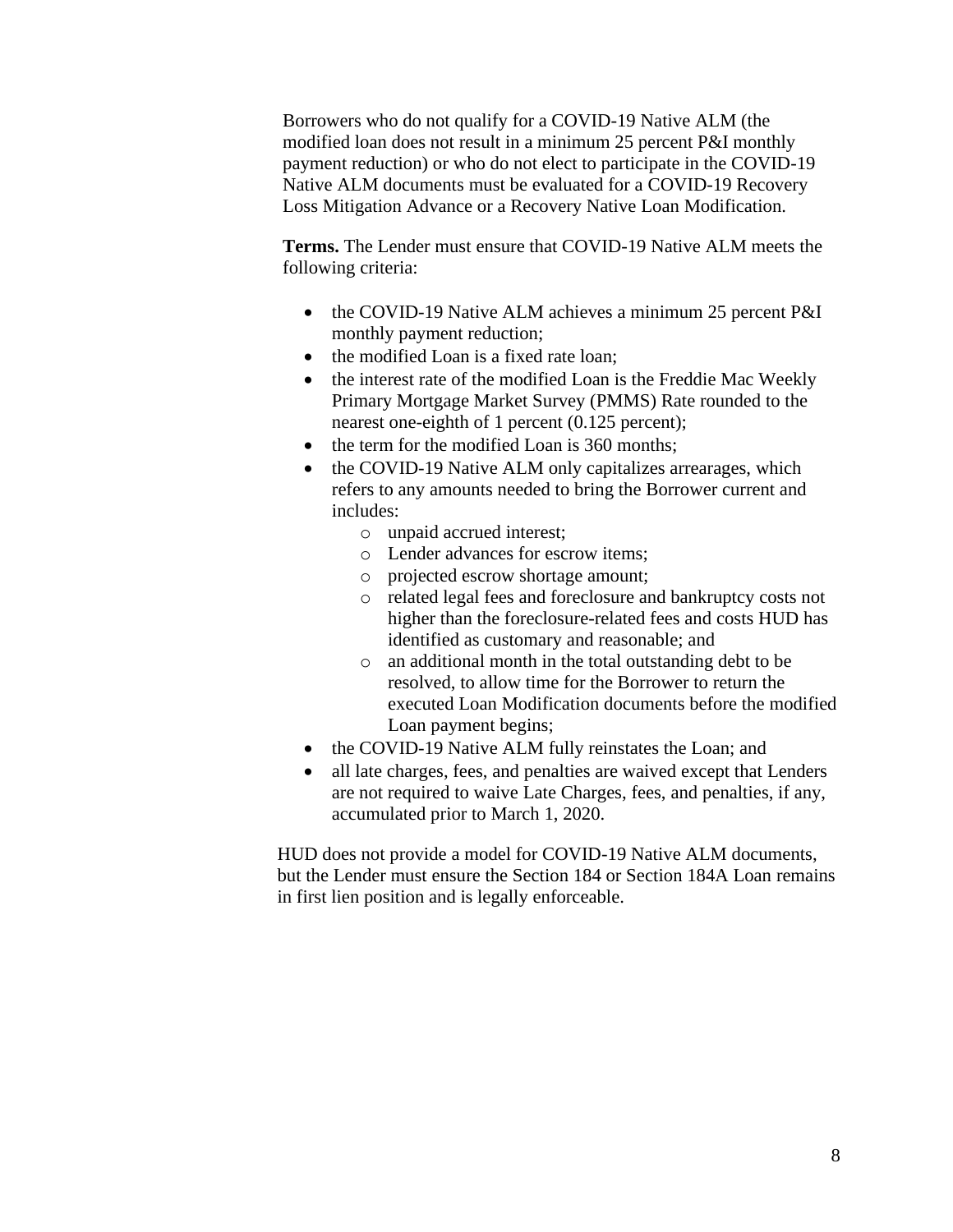Borrowers who do not qualify for a COVID-19 Native ALM (the modified loan does not result in a minimum 25 percent P&I monthly payment reduction) or who do not elect to participate in the COVID-19 Native ALM documents must be evaluated for a COVID-19 Recovery Loss Mitigation Advance or a Recovery Native Loan Modification.

**Terms.** The Lender must ensure that COVID-19 Native ALM meets the following criteria:

- the COVID-19 Native ALM achieves a minimum 25 percent P&I monthly payment reduction;
- the modified Loan is a fixed rate loan;
- the interest rate of the modified Loan is the Freddie Mac Weekly Primary Mortgage Market Survey (PMMS) Rate rounded to the nearest one-eighth of 1 percent (0.125 percent);
- the term for the modified Loan is 360 months;
- the COVID-19 Native ALM only capitalizes arrearages, which refers to any amounts needed to bring the Borrower current and includes:
  - unpaid accrued interest;
  - Lender advances for escrow items;
  - projected escrow shortage amount;
  - related legal fees and foreclosure and bankruptcy costs not higher than the foreclosure-related fees and costs HUD has identified as customary and reasonable; and
  - an additional month in the total outstanding debt to be resolved, to allow time for the Borrower to return the executed Loan Modification documents before the modified Loan payment begins;
- the COVID-19 Native ALM fully reinstates the Loan; and
- all late charges, fees, and penalties are waived except that Lenders are not required to waive Late Charges, fees, and penalties, if any, accumulated prior to March 1, 2020.

HUD does not provide a model for COVID-19 Native ALM documents, but the Lender must ensure the Section 184 or Section 184A Loan remains in first lien position and is legally enforceable.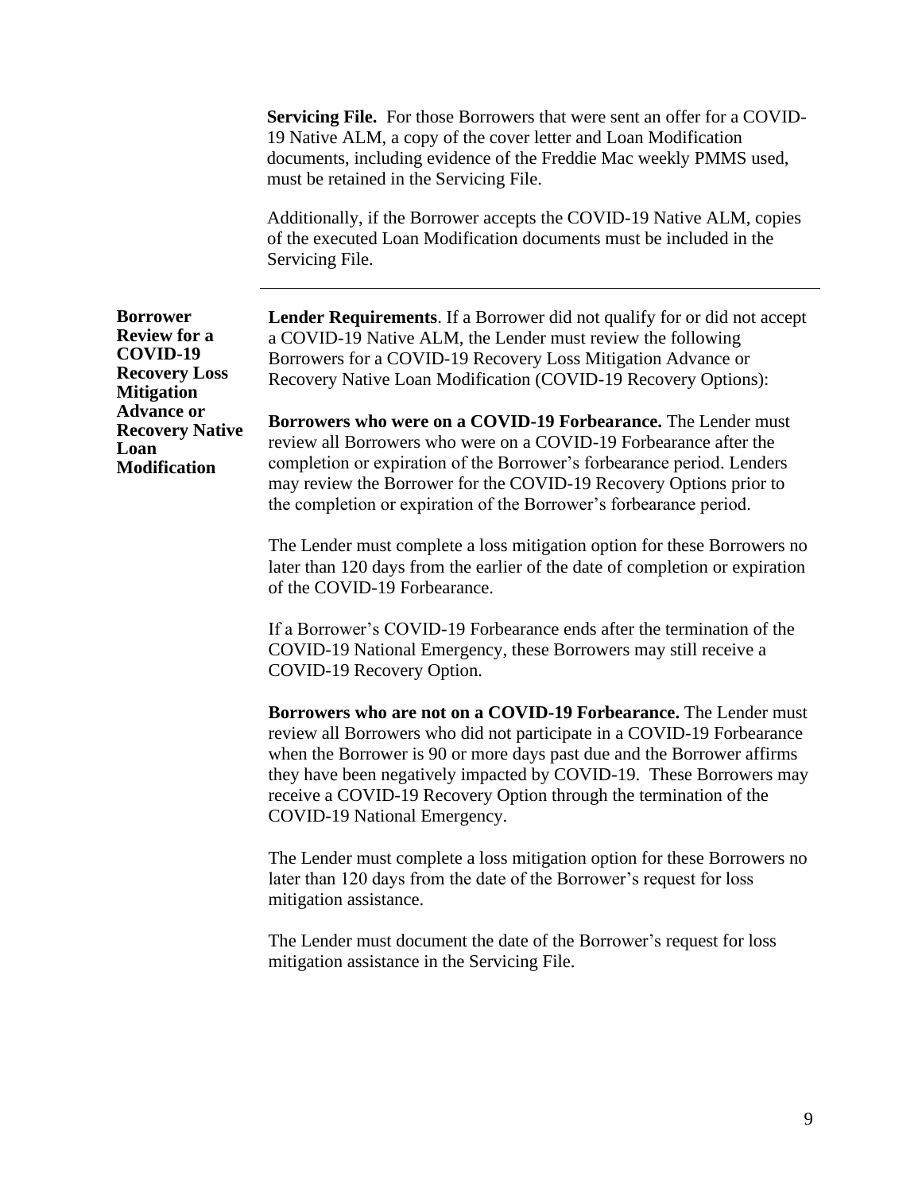**Servicing File.** For those Borrowers that were sent an offer for a COVID-19 Native ALM, a copy of the cover letter and Loan Modification documents, including evidence of the Freddie Mac weekly PMMS used, must be retained in the Servicing File.

Additionally, if the Borrower accepts the COVID-19 Native ALM, copies of the executed Loan Modification documents must be included in the Servicing File.

---

**Borrower Review for a COVID-19 Recovery Loss Mitigation Advance or Recovery Native Loan Modification**

**Lender Requirements**. If a Borrower did not qualify for or did not accept a COVID-19 Native ALM, the Lender must review the following Borrowers for a COVID-19 Recovery Loss Mitigation Advance or Recovery Native Loan Modification (COVID-19 Recovery Options):

**Borrowers who were on a COVID-19 Forbearance.** The Lender must review all Borrowers who were on a COVID-19 Forbearance after the completion or expiration of the Borrower's forbearance period. Lenders may review the Borrower for the COVID-19 Recovery Options prior to the completion or expiration of the Borrower's forbearance period.

The Lender must complete a loss mitigation option for these Borrowers no later than 120 days from the earlier of the date of completion or expiration of the COVID-19 Forbearance.

If a Borrower's COVID-19 Forbearance ends after the termination of the COVID-19 National Emergency, these Borrowers may still receive a COVID-19 Recovery Option.

**Borrowers who are not on a COVID-19 Forbearance.** The Lender must review all Borrowers who did not participate in a COVID-19 Forbearance when the Borrower is 90 or more days past due and the Borrower affirms they have been negatively impacted by COVID-19. These Borrowers may receive a COVID-19 Recovery Option through the termination of the COVID-19 National Emergency.

The Lender must complete a loss mitigation option for these Borrowers no later than 120 days from the date of the Borrower's request for loss mitigation assistance.

The Lender must document the date of the Borrower's request for loss mitigation assistance in the Servicing File.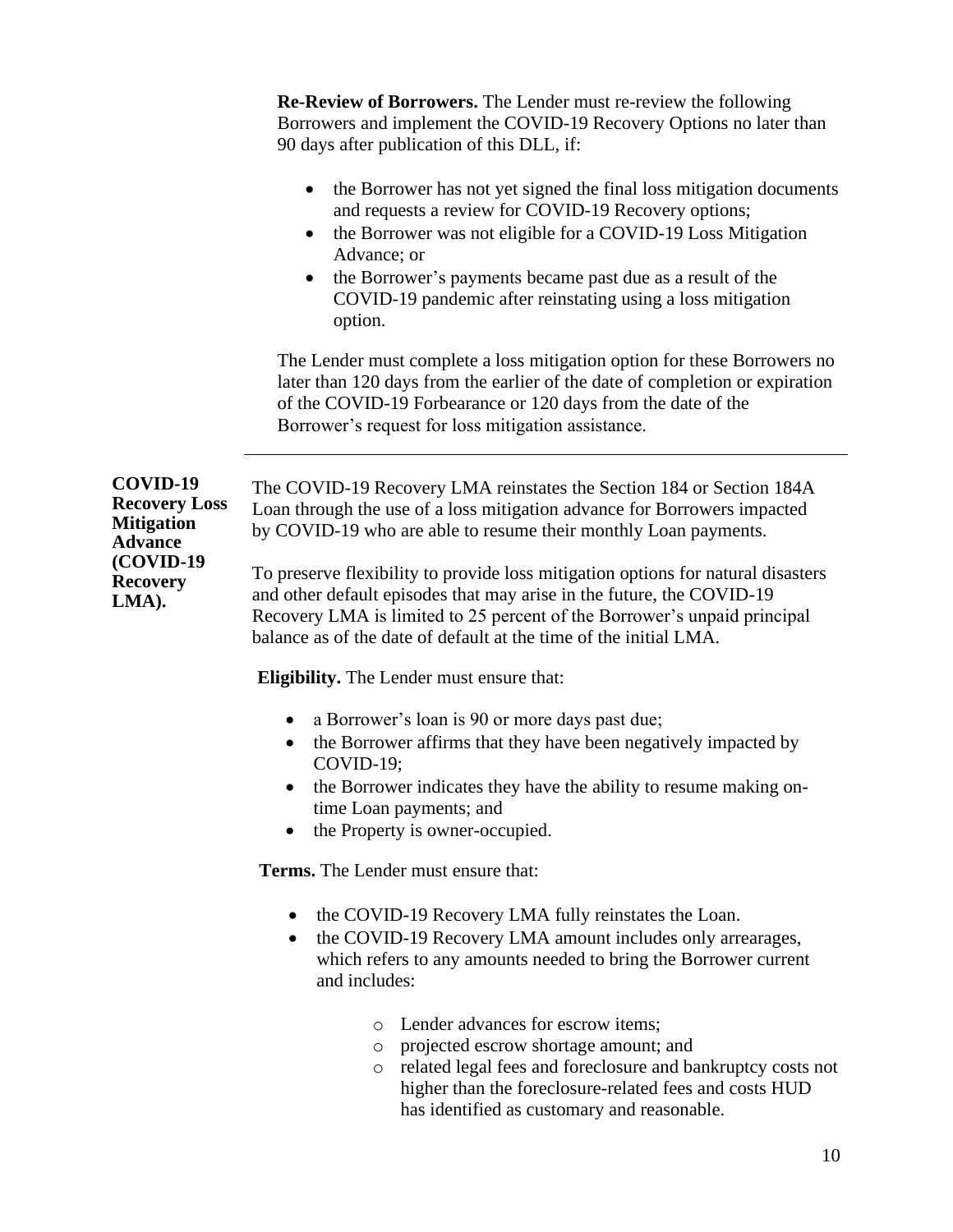**Re-Review of Borrowers.** The Lender must re-review the following Borrowers and implement the COVID-19 Recovery Options no later than 90 days after publication of this DLL, if:

- the Borrower has not yet signed the final loss mitigation documents and requests a review for COVID-19 Recovery options;
- the Borrower was not eligible for a COVID-19 Loss Mitigation Advance; or
- the Borrower's payments became past due as a result of the COVID-19 pandemic after reinstating using a loss mitigation option.

The Lender must complete a loss mitigation option for these Borrowers no later than 120 days from the earlier of the date of completion or expiration of the COVID-19 Forbearance or 120 days from the date of the Borrower's request for loss mitigation assistance.

---

**COVID-19 Recovery Loss Mitigation Advance (COVID-19 Recovery LMA).**

The COVID-19 Recovery LMA reinstates the Section 184 or Section 184A Loan through the use of a loss mitigation advance for Borrowers impacted by COVID-19 who are able to resume their monthly Loan payments.

To preserve flexibility to provide loss mitigation options for natural disasters and other default episodes that may arise in the future, the COVID-19 Recovery LMA is limited to 25 percent of the Borrower's unpaid principal balance as of the date of default at the time of the initial LMA.

**Eligibility.** The Lender must ensure that:

- a Borrower's loan is 90 or more days past due;
- the Borrower affirms that they have been negatively impacted by COVID-19;
- the Borrower indicates they have the ability to resume making on-time Loan payments; and
- the Property is owner-occupied.

**Terms.** The Lender must ensure that:

- the COVID-19 Recovery LMA fully reinstates the Loan.
- the COVID-19 Recovery LMA amount includes only arrearages, which refers to any amounts needed to bring the Borrower current and includes:
  - Lender advances for escrow items;
  - projected escrow shortage amount; and
  - related legal fees and foreclosure and bankruptcy costs not higher than the foreclosure-related fees and costs HUD has identified as customary and reasonable.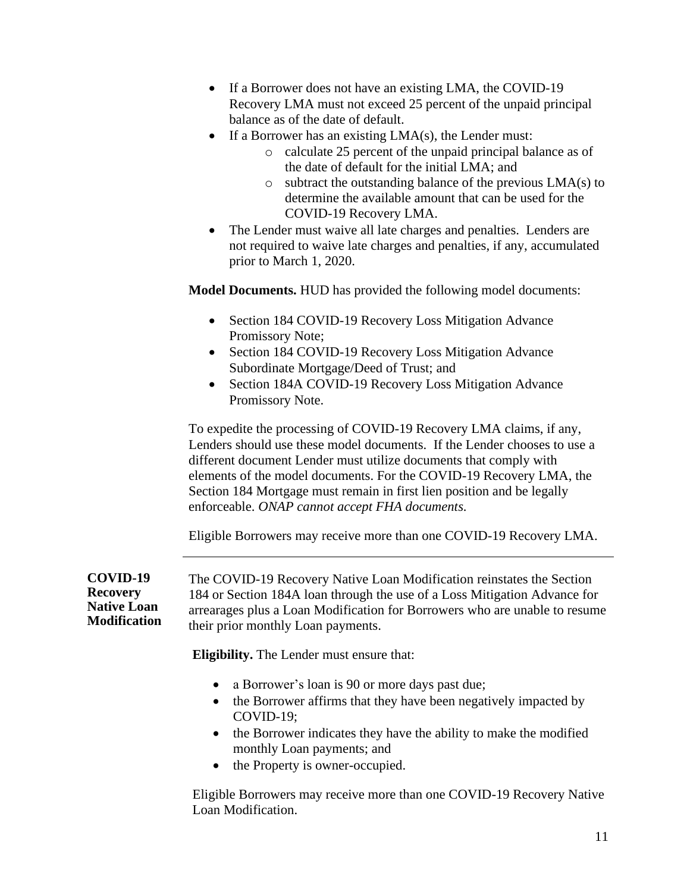- If a Borrower does not have an existing LMA, the COVID-19 Recovery LMA must not exceed 25 percent of the unpaid principal balance as of the date of default.
- If a Borrower has an existing LMA(s), the Lender must:
  - calculate 25 percent of the unpaid principal balance as of the date of default for the initial LMA; and
  - subtract the outstanding balance of the previous LMA(s) to determine the available amount that can be used for the COVID-19 Recovery LMA.
- The Lender must waive all late charges and penalties. Lenders are not required to waive late charges and penalties, if any, accumulated prior to March 1, 2020.

**Model Documents.** HUD has provided the following model documents:

- Section 184 COVID-19 Recovery Loss Mitigation Advance Promissory Note;
- Section 184 COVID-19 Recovery Loss Mitigation Advance Subordinate Mortgage/Deed of Trust; and
- Section 184A COVID-19 Recovery Loss Mitigation Advance Promissory Note.

To expedite the processing of COVID-19 Recovery LMA claims, if any, Lenders should use these model documents. If the Lender chooses to use a different document Lender must utilize documents that comply with elements of the model documents. For the COVID-19 Recovery LMA, the Section 184 Mortgage must remain in first lien position and be legally enforceable. *ONAP cannot accept FHA documents.*

Eligible Borrowers may receive more than one COVID-19 Recovery LMA.

---

**COVID-19 Recovery Native Loan Modification**

The COVID-19 Recovery Native Loan Modification reinstates the Section 184 or Section 184A loan through the use of a Loss Mitigation Advance for arrearages plus a Loan Modification for Borrowers who are unable to resume their prior monthly Loan payments.

**Eligibility.** The Lender must ensure that:

- a Borrower's loan is 90 or more days past due;
- the Borrower affirms that they have been negatively impacted by COVID-19;
- the Borrower indicates they have the ability to make the modified monthly Loan payments; and
- the Property is owner-occupied.

Eligible Borrowers may receive more than one COVID-19 Recovery Native Loan Modification.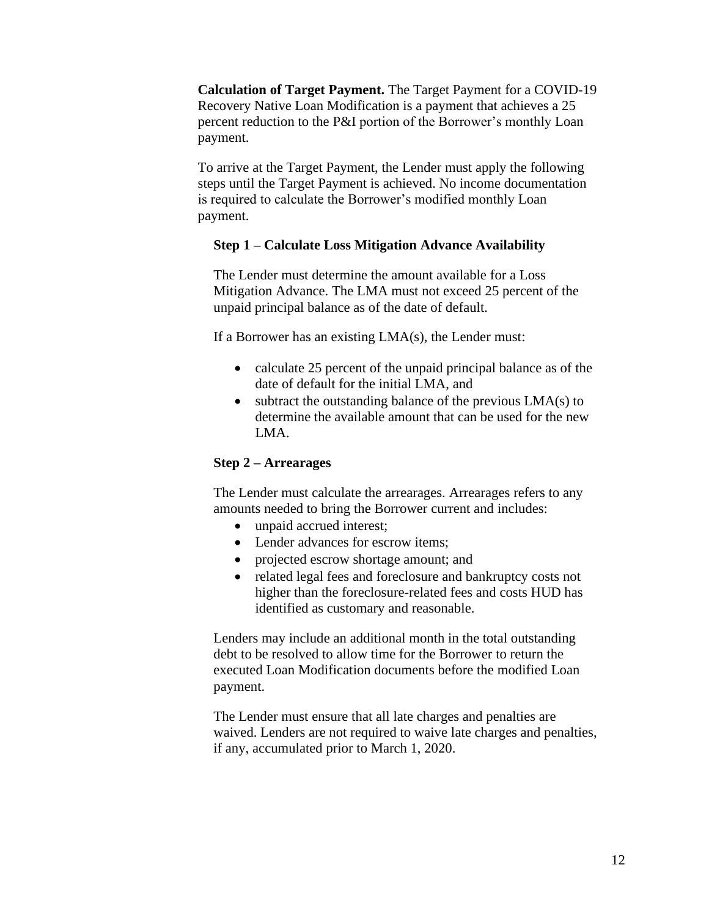**Calculation of Target Payment.** The Target Payment for a COVID-19 Recovery Native Loan Modification is a payment that achieves a 25 percent reduction to the P&I portion of the Borrower's monthly Loan payment.

To arrive at the Target Payment, the Lender must apply the following steps until the Target Payment is achieved. No income documentation is required to calculate the Borrower's modified monthly Loan payment.

**Step 1 – Calculate Loss Mitigation Advance Availability**

The Lender must determine the amount available for a Loss Mitigation Advance. The LMA must not exceed 25 percent of the unpaid principal balance as of the date of default.

If a Borrower has an existing LMA(s), the Lender must:

- calculate 25 percent of the unpaid principal balance as of the date of default for the initial LMA, and
- subtract the outstanding balance of the previous LMA(s) to determine the available amount that can be used for the new LMA.

**Step 2 – Arrearages**

The Lender must calculate the arrearages. Arrearages refers to any amounts needed to bring the Borrower current and includes:

- unpaid accrued interest;
- Lender advances for escrow items;
- projected escrow shortage amount; and
- related legal fees and foreclosure and bankruptcy costs not higher than the foreclosure-related fees and costs HUD has identified as customary and reasonable.

Lenders may include an additional month in the total outstanding debt to be resolved to allow time for the Borrower to return the executed Loan Modification documents before the modified Loan payment.

The Lender must ensure that all late charges and penalties are waived. Lenders are not required to waive late charges and penalties, if any, accumulated prior to March 1, 2020.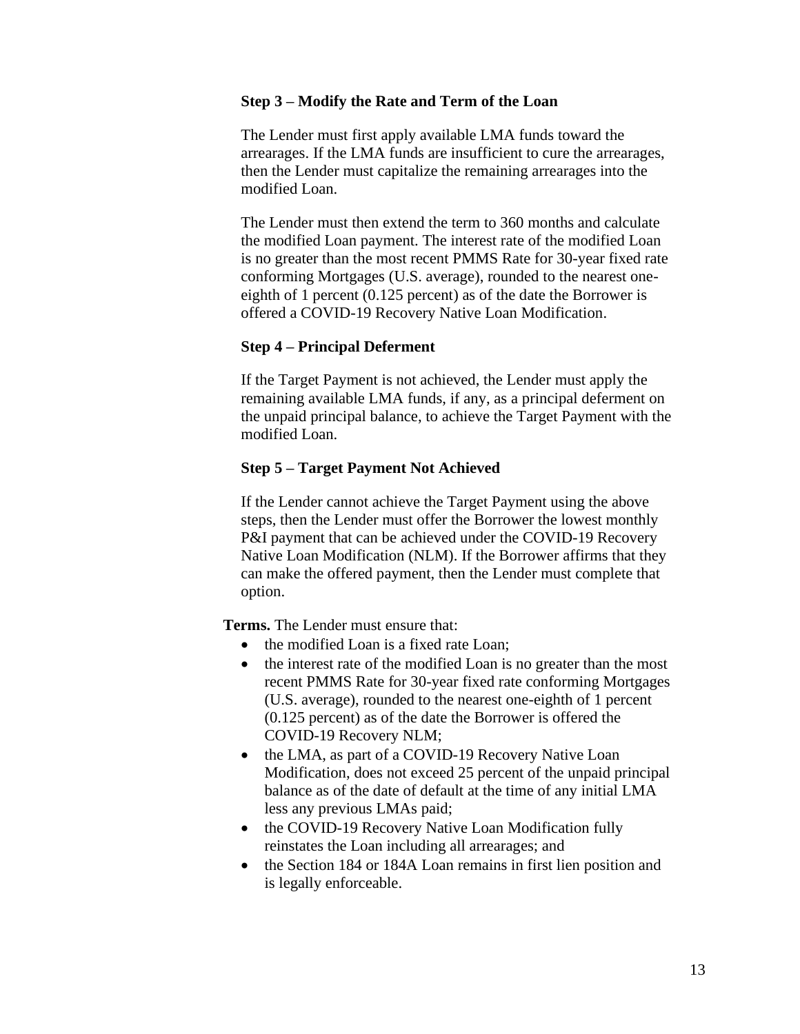**Step 3 – Modify the Rate and Term of the Loan**

The Lender must first apply available LMA funds toward the arrearages. If the LMA funds are insufficient to cure the arrearages, then the Lender must capitalize the remaining arrearages into the modified Loan.

The Lender must then extend the term to 360 months and calculate the modified Loan payment. The interest rate of the modified Loan is no greater than the most recent PMMS Rate for 30-year fixed rate conforming Mortgages (U.S. average), rounded to the nearest one-eighth of 1 percent (0.125 percent) as of the date the Borrower is offered a COVID-19 Recovery Native Loan Modification.

**Step 4 – Principal Deferment**

If the Target Payment is not achieved, the Lender must apply the remaining available LMA funds, if any, as a principal deferment on the unpaid principal balance, to achieve the Target Payment with the modified Loan.

**Step 5 – Target Payment Not Achieved**

If the Lender cannot achieve the Target Payment using the above steps, then the Lender must offer the Borrower the lowest monthly P&I payment that can be achieved under the COVID-19 Recovery Native Loan Modification (NLM). If the Borrower affirms that they can make the offered payment, then the Lender must complete that option.

**Terms.** The Lender must ensure that:

- the modified Loan is a fixed rate Loan;
- the interest rate of the modified Loan is no greater than the most recent PMMS Rate for 30-year fixed rate conforming Mortgages (U.S. average), rounded to the nearest one-eighth of 1 percent (0.125 percent) as of the date the Borrower is offered the COVID-19 Recovery NLM;
- the LMA, as part of a COVID-19 Recovery Native Loan Modification, does not exceed 25 percent of the unpaid principal balance as of the date of default at the time of any initial LMA less any previous LMAs paid;
- the COVID-19 Recovery Native Loan Modification fully reinstates the Loan including all arrearages; and
- the Section 184 or 184A Loan remains in first lien position and is legally enforceable.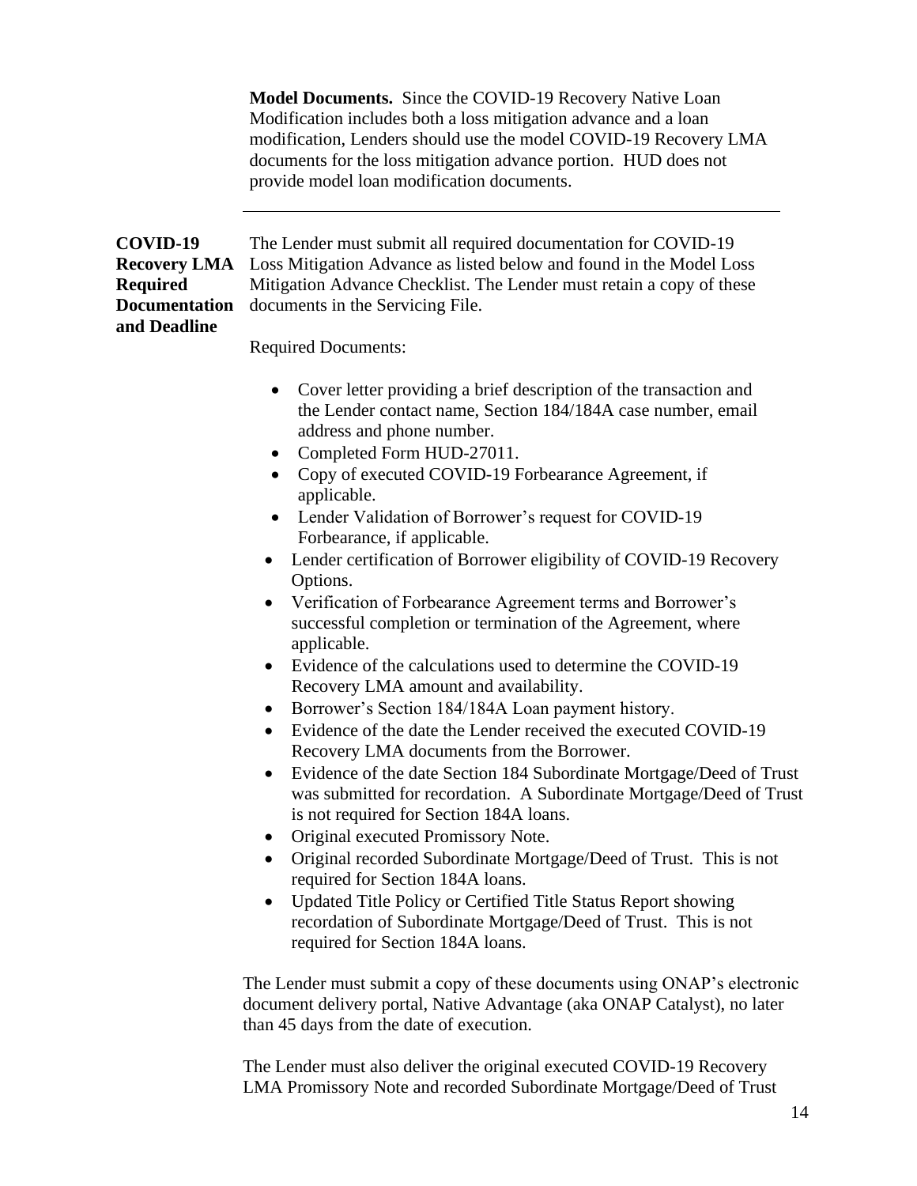**Model Documents.** Since the COVID-19 Recovery Native Loan Modification includes both a loss mitigation advance and a loan modification, Lenders should use the model COVID-19 Recovery LMA documents for the loss mitigation advance portion. HUD does not provide model loan modification documents.

---

**COVID-19 Recovery LMA Required Documentation and Deadline**

The Lender must submit all required documentation for COVID-19 Loss Mitigation Advance as listed below and found in the Model Loss Mitigation Advance Checklist. The Lender must retain a copy of these documents in the Servicing File.

Required Documents:

- Cover letter providing a brief description of the transaction and the Lender contact name, Section 184/184A case number, email address and phone number.
- Completed Form HUD-27011.
- Copy of executed COVID-19 Forbearance Agreement, if applicable.
- Lender Validation of Borrower's request for COVID-19 Forbearance, if applicable.
- Lender certification of Borrower eligibility of COVID-19 Recovery Options.
- Verification of Forbearance Agreement terms and Borrower's successful completion or termination of the Agreement, where applicable.
- Evidence of the calculations used to determine the COVID-19 Recovery LMA amount and availability.
- Borrower's Section 184/184A Loan payment history.
- Evidence of the date the Lender received the executed COVID-19 Recovery LMA documents from the Borrower.
- Evidence of the date Section 184 Subordinate Mortgage/Deed of Trust was submitted for recordation. A Subordinate Mortgage/Deed of Trust is not required for Section 184A loans.
- Original executed Promissory Note.
- Original recorded Subordinate Mortgage/Deed of Trust. This is not required for Section 184A loans.
- Updated Title Policy or Certified Title Status Report showing recordation of Subordinate Mortgage/Deed of Trust. This is not required for Section 184A loans.

The Lender must submit a copy of these documents using ONAP's electronic document delivery portal, Native Advantage (aka ONAP Catalyst), no later than 45 days from the date of execution.

The Lender must also deliver the original executed COVID-19 Recovery LMA Promissory Note and recorded Subordinate Mortgage/Deed of Trust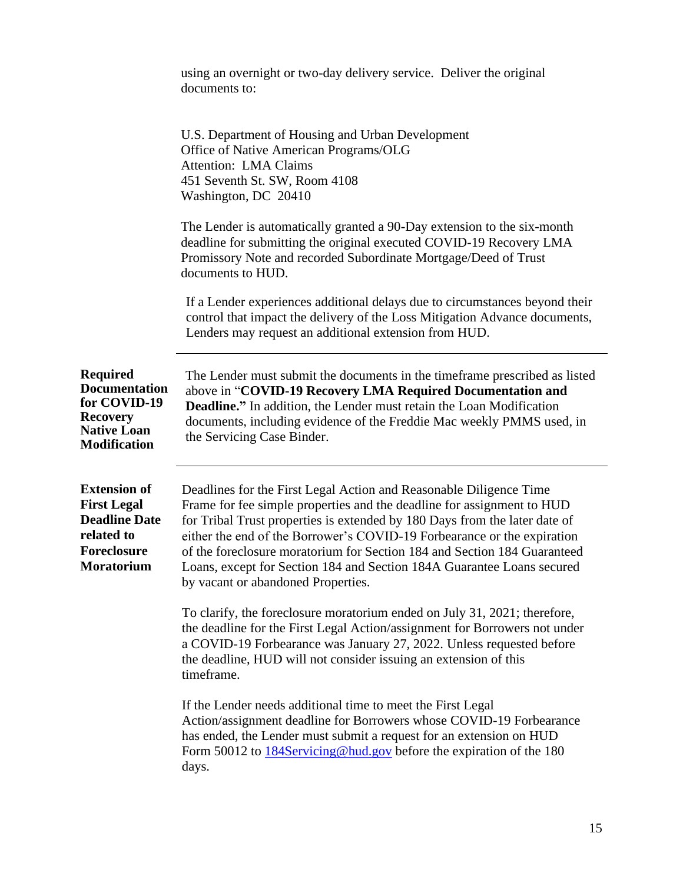using an overnight or two-day delivery service. Deliver the original documents to:

U.S. Department of Housing and Urban Development
Office of Native American Programs/OLG
Attention: LMA Claims
451 Seventh St. SW, Room 4108
Washington, DC 20410

The Lender is automatically granted a 90-Day extension to the six-month deadline for submitting the original executed COVID-19 Recovery LMA Promissory Note and recorded Subordinate Mortgage/Deed of Trust documents to HUD.

If a Lender experiences additional delays due to circumstances beyond their control that impact the delivery of the Loss Mitigation Advance documents, Lenders may request an additional extension from HUD.

---

**Required Documentation for COVID-19 Recovery Native Loan Modification**

The Lender must submit the documents in the timeframe prescribed as listed above in "**COVID-19 Recovery LMA Required Documentation and Deadline.**" In addition, the Lender must retain the Loan Modification documents, including evidence of the Freddie Mac weekly PMMS used, in the Servicing Case Binder.

---

**Extension of First Legal Deadline Date related to Foreclosure Moratorium**

Deadlines for the First Legal Action and Reasonable Diligence Time Frame for fee simple properties and the deadline for assignment to HUD for Tribal Trust properties is extended by 180 Days from the later date of either the end of the Borrower's COVID-19 Forbearance or the expiration of the foreclosure moratorium for Section 184 and Section 184 Guaranteed Loans, except for Section 184 and Section 184A Guarantee Loans secured by vacant or abandoned Properties.

To clarify, the foreclosure moratorium ended on July 31, 2021; therefore, the deadline for the First Legal Action/assignment for Borrowers not under a COVID-19 Forbearance was January 27, 2022. Unless requested before the deadline, HUD will not consider issuing an extension of this timeframe.

If the Lender needs additional time to meet the First Legal Action/assignment deadline for Borrowers whose COVID-19 Forbearance has ended, the Lender must submit a request for an extension on HUD Form 50012 to 184Servicing@hud.gov before the expiration of the 180 days.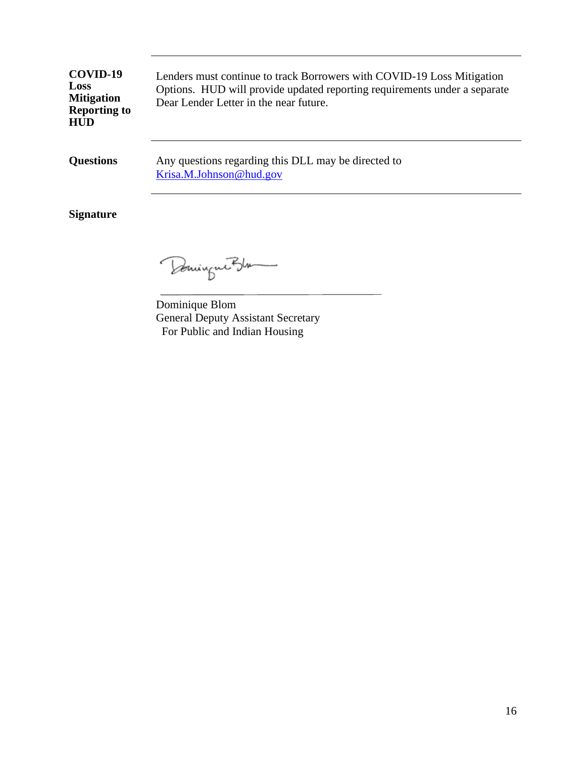**COVID-19 Loss Mitigation Reporting to HUD**

Lenders must continue to track Borrowers with COVID-19 Loss Mitigation Options. HUD will provide updated reporting requirements under a separate Dear Lender Letter in the near future.

---

**Questions**

Any questions regarding this DLL may be directed to Krisa.M.Johnson@hud.gov

---

**Signature**

Dominique Blom
General Deputy Assistant Secretary
For Public and Indian Housing